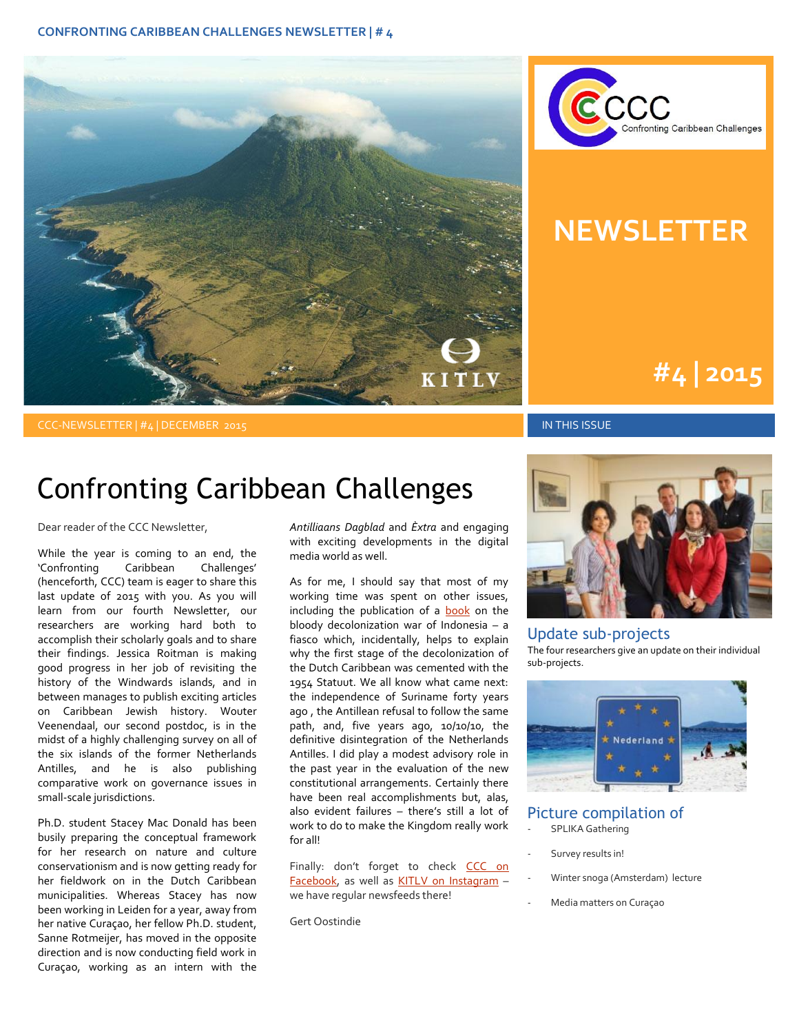CCC Confronting Caribbean Challenges

# NEWSLETTER

#4 | 2015

CCC-NEWSLETTER | #4 | DECEMBER 2015

# Confronting Caribbean Challenges

Dear reader of the CCC Newsletter,

While the year is coming to an end, the 'Confronting Caribbean Challenges' (henceforth, CCC) team is eager to share this last update of 2015 with you. As you will learn from our fourth Newsletter, our researchers are working hard both to accomplish their scholarly goals and to share their findings. Jessica Roitman is making good progress in her job of revisiting the history of the Windwards islands, and in between manages to publish exciting articles on Caribbean Jewish history. Wouter Veenendaal, our second postdoc, is in the midst of a highly challenging survey on all of the six islands of the former Netherlands Antilles, and he is also publishing comparative work on governance issues in small-scale jurisdictions.

Ph.D. student Stacey Mac Donald has been busily preparing the conceptual framework for her research on nature and culture conservationism and is now getting ready for her fieldwork on in the Dutch Caribbean municipalities. Whereas Stacey has now been working in Leiden for a year, away from her native Curaçao, her fellow Ph.D. student, Sanne Rotmeijer, has moved in the opposite direction and is now conducting field work in Curaçao, working as an intern with the *Antilliaans Dagblad* and *Èxtra* and engaging with exciting developments in the digital media world as well.

As for me, I should say that most of my working time was spent on other issues, including the publication of a book on the bloody decolonization war of Indonesia – a fiasco which, incidentally, helps to explain why the first stage of the decolonization of the Dutch Caribbean was cemented with the 1954 Statuut. We all know what came next: the independence of Suriname forty years ago , the Antillean refusal to follow the same path, and, five years ago, 10/10/10, the definitive disintegration of the Netherlands Antilles. I did play a modest advisory role in the past year in the evaluation of the new constitutional arrangements. Certainly there have been real accomplishments but, alas, also evident failures – there's still a lot of work to do to make the Kingdom really work for all!

Finally: don't forget to check CCC on Facebook, as well as KITLV on Instagram – we have regular newsfeeds there!

Gert Oostindie

## IN THIS ISSUE

### Update sub-projects

The four researchers give an update on their individual sub-projects.

### Picture compilation of

- SPLIKA Gathering
- Survey results in!
- Winter snoga (Amsterdam) lecture
- Media matters on Curaçao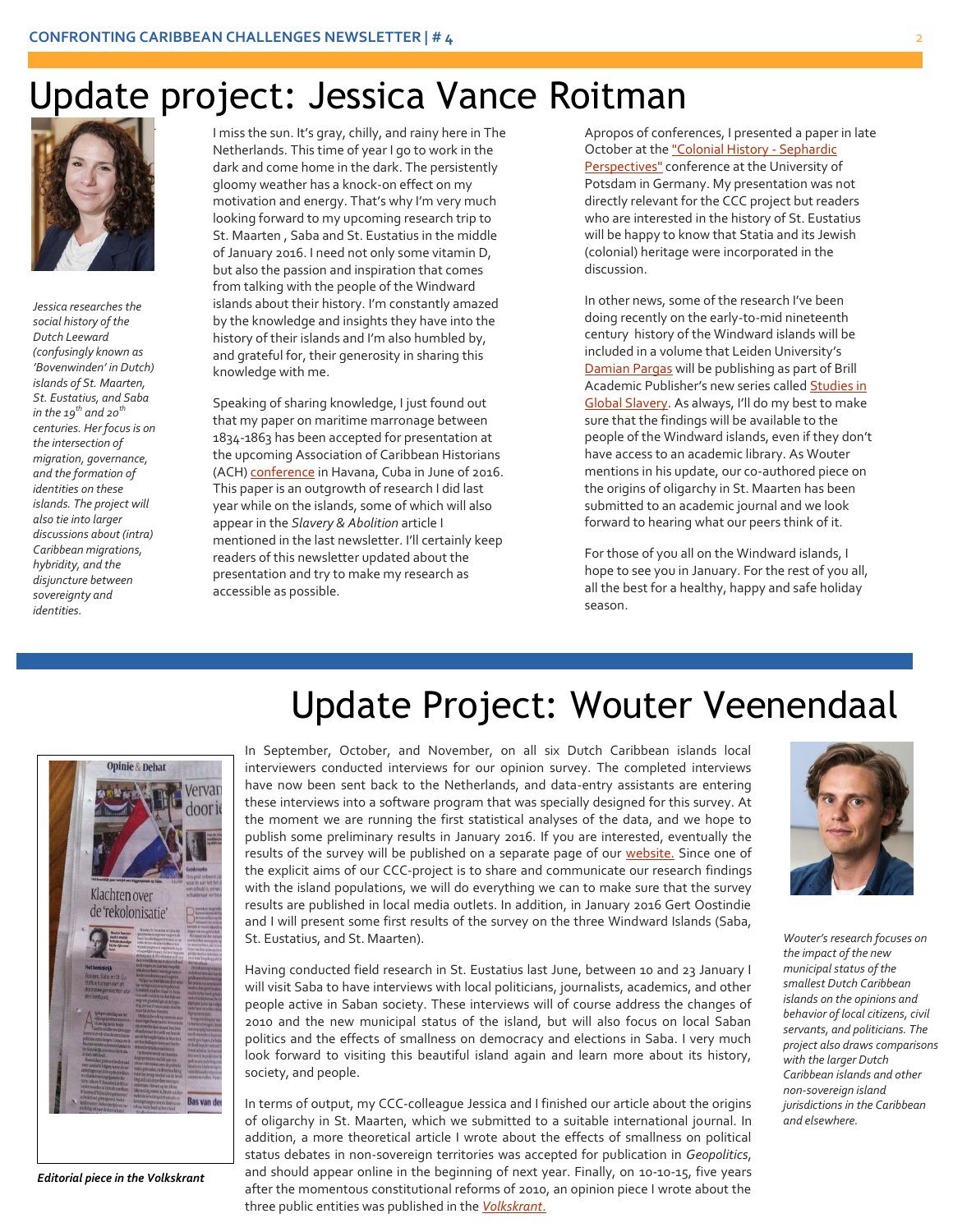# Update project: Jessica Vance Roitman

*Jessica researches the social history of the Dutch Leeward (confusingly known as 'Bovenwinden' in Dutch) islands of St. Maarten, St. Eustatius, and Saba in the 19th and 20th centuries. Her focus is on the intersection of migration, governance, and the formation of identities on these islands. The project will also tie into larger discussions about (intra) Caribbean migrations, hybridity, and the disjuncture between sovereignty and identities.*

I miss the sun. It's gray, chilly, and rainy here in The Netherlands. This time of year I go to work in the dark and come home in the dark. The persistently gloomy weather has a knock-on effect on my motivation and energy. That's why I'm very much looking forward to my upcoming research trip to St. Maarten , Saba and St. Eustatius in the middle of January 2016. I need not only some vitamin D, but also the passion and inspiration that comes from talking with the people of the Windward islands about their history. I'm constantly amazed by the knowledge and insights they have into the history of their islands and I'm also humbled by, and grateful for, their generosity in sharing this knowledge with me.

Speaking of sharing knowledge, I just found out that my paper on maritime marronage between 1834-1863 has been accepted for presentation at the upcoming Association of Caribbean Historians (ACH) conference in Havana, Cuba in June of 2016. This paper is an outgrowth of research I did last year while on the islands, some of which will also appear in the *Slavery & Abolition* article I mentioned in the last newsletter. I'll certainly keep readers of this newsletter updated about the presentation and try to make my research as accessible as possible.

Apropos of conferences, I presented a paper in late October at the "Colonial History - Sephardic Perspectives" conference at the University of Potsdam in Germany. My presentation was not directly relevant for the CCC project but readers who are interested in the history of St. Eustatius will be happy to know that Statia and its Jewish (colonial) heritage were incorporated in the discussion.

In other news, some of the research I've been doing recently on the early-to-mid nineteenth century history of the Windward islands will be included in a volume that Leiden University's Damian Pargas will be publishing as part of Brill Academic Publisher's new series called Studies in Global Slavery. As always, I'll do my best to make sure that the findings will be available to the people of the Windward islands, even if they don't have access to an academic library. As Wouter mentions in his update, our co-authored piece on the origins of oligarchy in St. Maarten has been submitted to an academic journal and we look forward to hearing what our peers think of it.

For those of you all on the Windward islands, I hope to see you in January. For the rest of you all, all the best for a healthy, happy and safe holiday season.

# Update Project: Wouter Veenendaal

*Wouter's research focuses on the impact of the new municipal status of the smallest Dutch Caribbean islands on the opinions and behavior of local citizens, civil servants, and politicians. The project also draws comparisons with the larger Dutch Caribbean islands and other non-sovereign island jurisdictions in the Caribbean and elsewhere.*

In September, October, and November, on all six Dutch Caribbean islands local interviewers conducted interviews for our opinion survey. The completed interviews have now been sent back to the Netherlands, and data-entry assistants are entering these interviews into a software program that was specially designed for this survey. At the moment we are running the first statistical analyses of the data, and we hope to publish some preliminary results in January 2016. If you are interested, eventually the results of the survey will be published on a separate page of our website. Since one of the explicit aims of our CCC-project is to share and communicate our research findings with the island populations, we will do everything we can to make sure that the survey results are published in local media outlets. In addition, in January 2016 Gert Oostindie and I will present some first results of the survey on the three Windward Islands (Saba, St. Eustatius, and St. Maarten).

Having conducted field research in St. Eustatius last June, between 10 and 23 January I will visit Saba to have interviews with local politicians, journalists, academics, and other people active in Saban society. These interviews will of course address the changes of 2010 and the new municipal status of the island, but will also focus on local Saban politics and the effects of smallness on democracy and elections in Saba. I very much look forward to visiting this beautiful island again and learn more about its history, society, and people.

In terms of output, my CCC-colleague Jessica and I finished our article about the origins of oligarchy in St. Maarten, which we submitted to a suitable international journal. In addition, a more theoretical article I wrote about the effects of smallness on political status debates in non-sovereign territories was accepted for publication in *Geopolitics*, and should appear online in the beginning of next year. Finally, on 10-10-15, five years after the momentous constitutional reforms of 2010, an opinion piece I wrote about the three public entities was published in the *Volkskrant.*

***Editorial piece in the Volkskrant***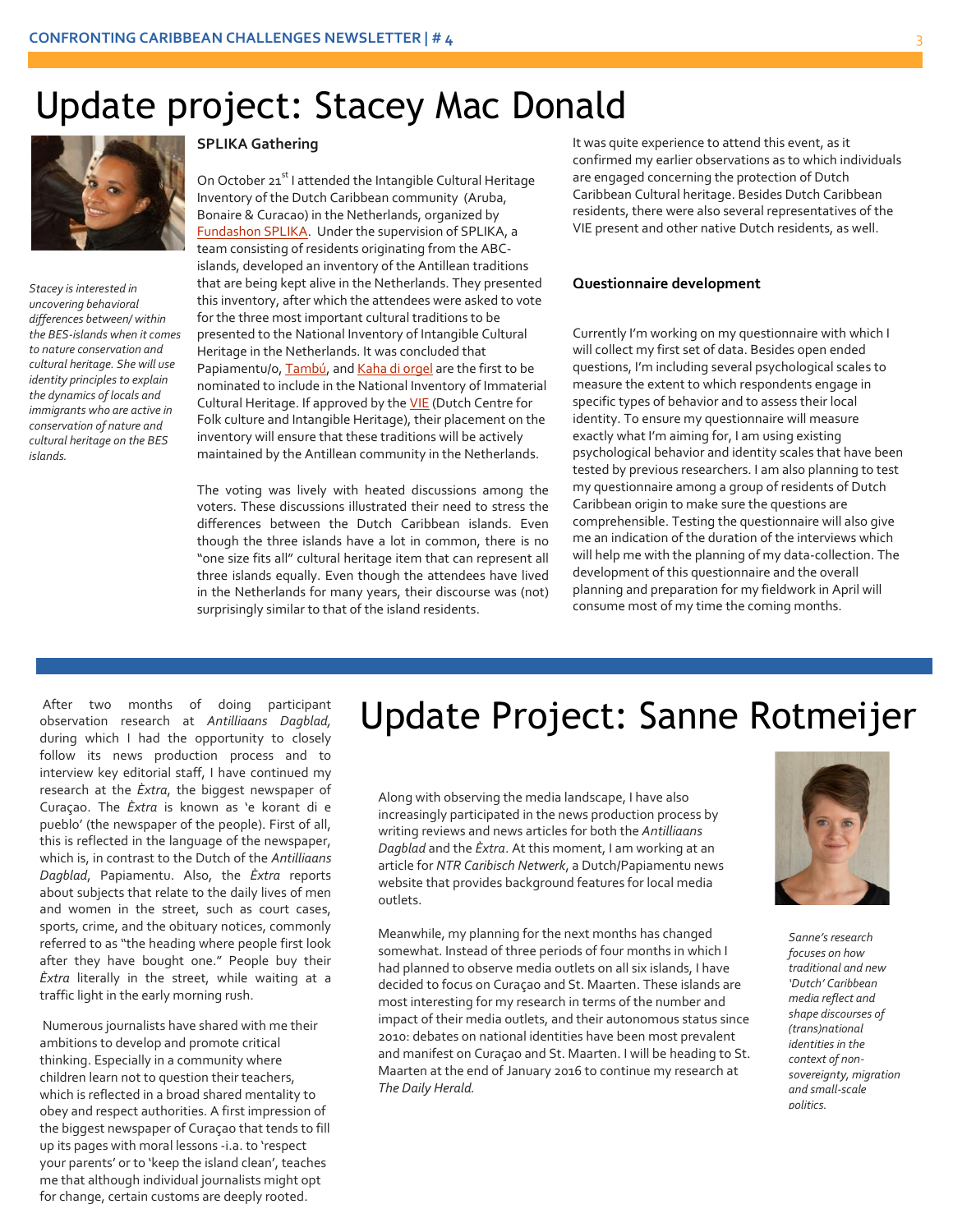# Update project: Stacey Mac Donald

*Stacey is interested in uncovering behavioral differences between/ within the BES-islands when it comes to nature conservation and cultural heritage. She will use identity principles to explain the dynamics of locals and immigrants who are active in conservation of nature and cultural heritage on the BES islands.*

### SPLIKA Gathering

On October 21st I attended the Intangible Cultural Heritage Inventory of the Dutch Caribbean community (Aruba, Bonaire & Curacao) in the Netherlands, organized by Fundashon SPLIKA. Under the supervision of SPLIKA, a team consisting of residents originating from the ABC-islands, developed an inventory of the Antillean traditions that are being kept alive in the Netherlands. They presented this inventory, after which the attendees were asked to vote for the three most important cultural traditions to be presented to the National Inventory of Intangible Cultural Heritage in the Netherlands. It was concluded that Papiamentu/o, Tambú, and Kaha di orgel are the first to be nominated to include in the National Inventory of Immaterial Cultural Heritage. If approved by the VIE (Dutch Centre for Folk culture and Intangible Heritage), their placement on the inventory will ensure that these traditions will be actively maintained by the Antillean community in the Netherlands.

The voting was lively with heated discussions among the voters. These discussions illustrated their need to stress the differences between the Dutch Caribbean islands. Even though the three islands have a lot in common, there is no "one size fits all" cultural heritage item that can represent all three islands equally. Even though the attendees have lived in the Netherlands for many years, their discourse was (not) surprisingly similar to that of the island residents.

It was quite experience to attend this event, as it confirmed my earlier observations as to which individuals are engaged concerning the protection of Dutch Caribbean Cultural heritage. Besides Dutch Caribbean residents, there were also several representatives of the VIE present and other native Dutch residents, as well.

### Questionnaire development

Currently I'm working on my questionnaire with which I will collect my first set of data. Besides open ended questions, I'm including several psychological scales to measure the extent to which respondents engage in specific types of behavior and to assess their local identity. To ensure my questionnaire will measure exactly what I'm aiming for, I am using existing psychological behavior and identity scales that have been tested by previous researchers. I am also planning to test my questionnaire among a group of residents of Dutch Caribbean origin to make sure the questions are comprehensible. Testing the questionnaire will also give me an indication of the duration of the interviews which will help me with the planning of my data-collection. The development of this questionnaire and the overall planning and preparation for my fieldwork in April will consume most of my time the coming months.

# Update Project: Sanne Rotmeijer

*Sanne's research focuses on how traditional and new 'Dutch' Caribbean media reflect and shape discourses of (trans)national identities in the context of non-sovereignty, migration and small-scale politics.*

After two months of doing participant observation research at *Antilliaans Dagblad,* during which I had the opportunity to closely follow its news production process and to interview key editorial staff, I have continued my research at the *Èxtra*, the biggest newspaper of Curaçao. The *Èxtra* is known as 'e korant di e pueblo' (the newspaper of the people). First of all, this is reflected in the language of the newspaper, which is, in contrast to the Dutch of the *Antilliaans Dagblad*, Papiamentu. Also, the *Èxtra* reports about subjects that relate to the daily lives of men and women in the street, such as court cases, sports, crime, and the obituary notices, commonly referred to as "the heading where people first look after they have bought one." People buy their *Èxtra* literally in the street, while waiting at a traffic light in the early morning rush.

Numerous journalists have shared with me their ambitions to develop and promote critical thinking. Especially in a community where children learn not to question their teachers, which is reflected in a broad shared mentality to obey and respect authorities. A first impression of the biggest newspaper of Curaçao that tends to fill up its pages with moral lessons -i.a. to 'respect your parents' or to 'keep the island clean', teaches me that although individual journalists might opt for change, certain customs are deeply rooted.

Along with observing the media landscape, I have also increasingly participated in the news production process by writing reviews and news articles for both the *Antilliaans Dagblad* and the *Èxtra*. At this moment, I am working at an article for *NTR Caribisch Netwerk*, a Dutch/Papiamentu news website that provides background features for local media outlets.

Meanwhile, my planning for the next months has changed somewhat. Instead of three periods of four months in which I had planned to observe media outlets on all six islands, I have decided to focus on Curaçao and St. Maarten. These islands are most interesting for my research in terms of the number and impact of their media outlets, and their autonomous status since 2010: debates on national identities have been most prevalent and manifest on Curaçao and St. Maarten. I will be heading to St. Maarten at the end of January 2016 to continue my research at *The Daily Herald.*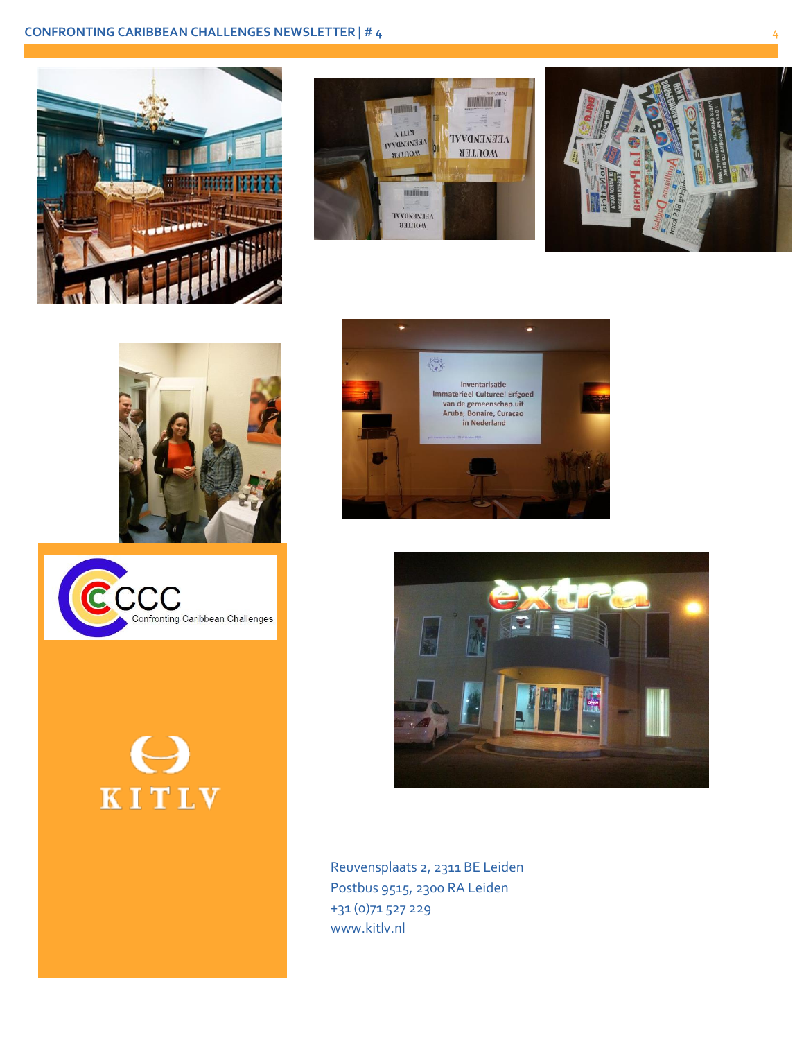Reuvensplaats 2, 2311 BE Leiden
Postbus 9515, 2300 RA Leiden
+31 (0)71 527 229
www.kitlv.nl